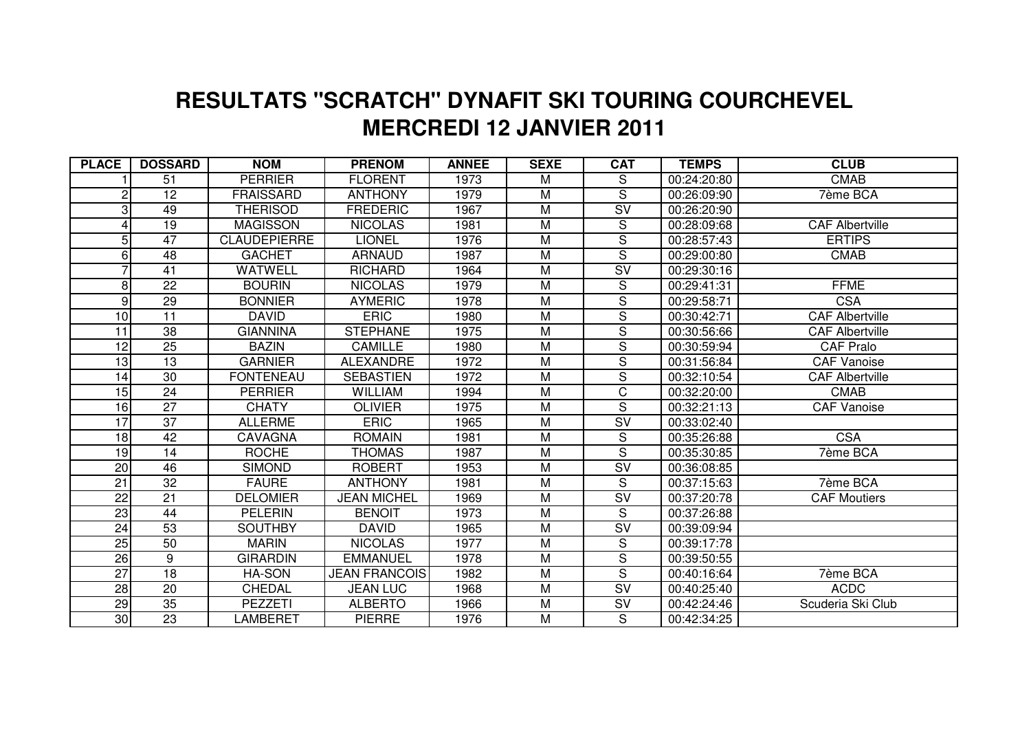# RESULTATS "SCRATCH" DYNAFIT SKI TOURING COURCHEVEL
## MERCREDI 12 JANVIER 2011

| PLACE | DOSSARD | NOM | PRENOM | ANNEE | SEXE | CAT | TEMPS | CLUB |
|---|---|---|---|---|---|---|---|---|
| 1 | 51 | PERRIER | FLORENT | 1973 | M | S | 00:24:20:80 | CMAB |
| 2 | 12 | FRAISSARD | ANTHONY | 1979 | M | S | 00:26:09:90 | 7ème BCA |
| 3 | 49 | THERISOD | FREDERIC | 1967 | M | SV | 00:26:20:90 | |
| 4 | 19 | MAGISSON | NICOLAS | 1981 | M | S | 00:28:09:68 | CAF Albertville |
| 5 | 47 | CLAUDEPIERRE | LIONEL | 1976 | M | S | 00:28:57:43 | ERTIPS |
| 6 | 48 | GACHET | ARNAUD | 1987 | M | S | 00:29:00:80 | CMAB |
| 7 | 41 | WATWELL | RICHARD | 1964 | M | SV | 00:29:30:16 | |
| 8 | 22 | BOURIN | NICOLAS | 1979 | M | S | 00:29:41:31 | FFME |
| 9 | 29 | BONNIER | AYMERIC | 1978 | M | S | 00:29:58:71 | CSA |
| 10 | 11 | DAVID | ERIC | 1980 | M | S | 00:30:42:71 | CAF Albertville |
| 11 | 38 | GIANNINA | STEPHANE | 1975 | M | S | 00:30:56:66 | CAF Albertville |
| 12 | 25 | BAZIN | CAMILLE | 1980 | M | S | 00:30:59:94 | CAF Pralo |
| 13 | 13 | GARNIER | ALEXANDRE | 1972 | M | S | 00:31:56:84 | CAF Vanoise |
| 14 | 30 | FONTENEAU | SEBASTIEN | 1972 | M | S | 00:32:10:54 | CAF Albertville |
| 15 | 24 | PERRIER | WILLIAM | 1994 | M | C | 00:32:20:00 | CMAB |
| 16 | 27 | CHATY | OLIVIER | 1975 | M | S | 00:32:21:13 | CAF Vanoise |
| 17 | 37 | ALLERME | ERIC | 1965 | M | SV | 00:33:02:40 | |
| 18 | 42 | CAVAGNA | ROMAIN | 1981 | M | S | 00:35:26:88 | CSA |
| 19 | 14 | ROCHE | THOMAS | 1987 | M | S | 00:35:30:85 | 7ème BCA |
| 20 | 46 | SIMOND | ROBERT | 1953 | M | SV | 00:36:08:85 | |
| 21 | 32 | FAURE | ANTHONY | 1981 | M | S | 00:37:15:63 | 7ème BCA |
| 22 | 21 | DELOMIER | JEAN MICHEL | 1969 | M | SV | 00:37:20:78 | CAF Moutiers |
| 23 | 44 | PELERIN | BENOIT | 1973 | M | S | 00:37:26:88 | |
| 24 | 53 | SOUTHBY | DAVID | 1965 | M | SV | 00:39:09:94 | |
| 25 | 50 | MARIN | NICOLAS | 1977 | M | S | 00:39:17:78 | |
| 26 | 9 | GIRARDIN | EMMANUEL | 1978 | M | S | 00:39:50:55 | |
| 27 | 18 | HA-SON | JEAN FRANCOIS | 1982 | M | S | 00:40:16:64 | 7ème BCA |
| 28 | 20 | CHEDAL | JEAN LUC | 1968 | M | SV | 00:40:25:40 | ACDC |
| 29 | 35 | PEZZETI | ALBERTO | 1966 | M | SV | 00:42:24:46 | Scuderia Ski Club |
| 30 | 23 | LAMBERET | PIERRE | 1976 | M | S | 00:42:34:25 | |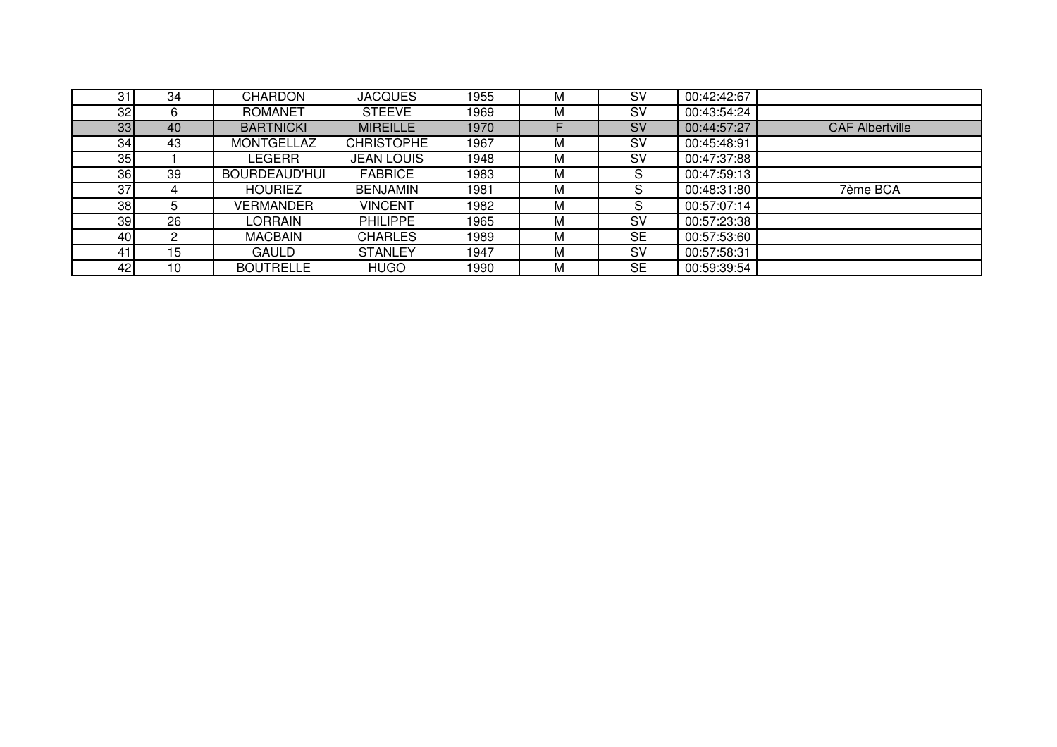| | | | | | | | | |
|---|---|---|---|---|---|---|---|---|
| 31 | 34 | CHARDON | JACQUES | 1955 | M | SV | 00:42:42:67 | |
| 32 | 6 | ROMANET | STEEVE | 1969 | M | SV | 00:43:54:24 | |
| 33 | 40 | BARTNICKI | MIREILLE | 1970 | F | SV | 00:44:57:27 | CAF Albertville |
| 34 | 43 | MONTGELLAZ | CHRISTOPHE | 1967 | M | SV | 00:45:48:91 | |
| 35 | 1 | LEGERR | JEAN LOUIS | 1948 | M | SV | 00:47:37:88 | |
| 36 | 39 | BOURDEAUD'HUI | FABRICE | 1983 | M | S | 00:47:59:13 | |
| 37 | 4 | HOURIEZ | BENJAMIN | 1981 | M | S | 00:48:31:80 | 7ème BCA |
| 38 | 5 | VERMANDER | VINCENT | 1982 | M | S | 00:57:07:14 | |
| 39 | 26 | LORRAIN | PHILIPPE | 1965 | M | SV | 00:57:23:38 | |
| 40 | 2 | MACBAIN | CHARLES | 1989 | M | SE | 00:57:53:60 | |
| 41 | 15 | GAULD | STANLEY | 1947 | M | SV | 00:57:58:31 | |
| 42 | 10 | BOUTRELLE | HUGO | 1990 | M | SE | 00:59:39:54 | |